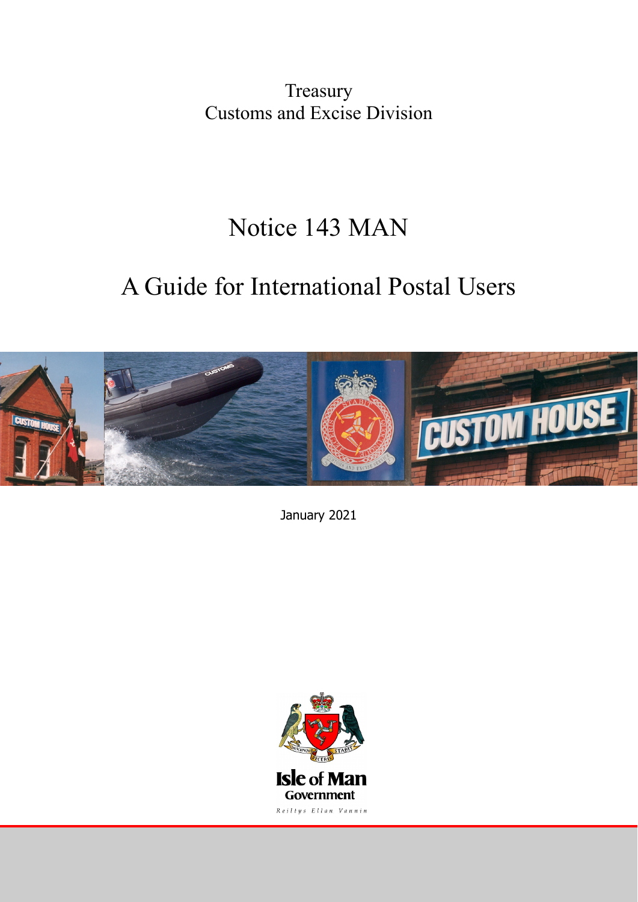Treasury
Customs and Excise Division

# Notice 143 MAN

# A Guide for International Postal Users

January 2021

Isle of Man Government

Reiltys Ellan Vannin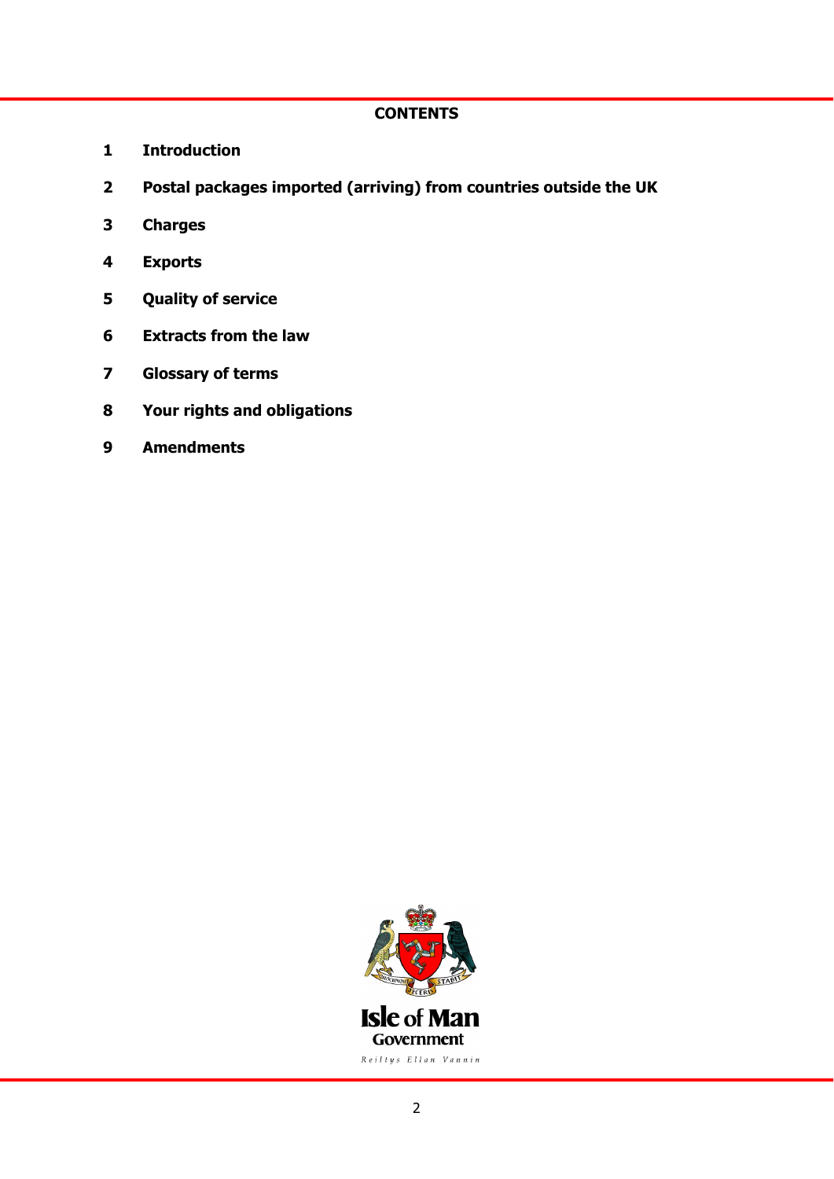## CONTENTS

1. **Introduction**
2. **Postal packages imported (arriving) from countries outside the UK**
3. **Charges**
4. **Exports**
5. **Quality of service**
6. **Extracts from the law**
7. **Glossary of terms**
8. **Your rights and obligations**
9. **Amendments**

Isle of Man Government

Reiltys Ellan Vannin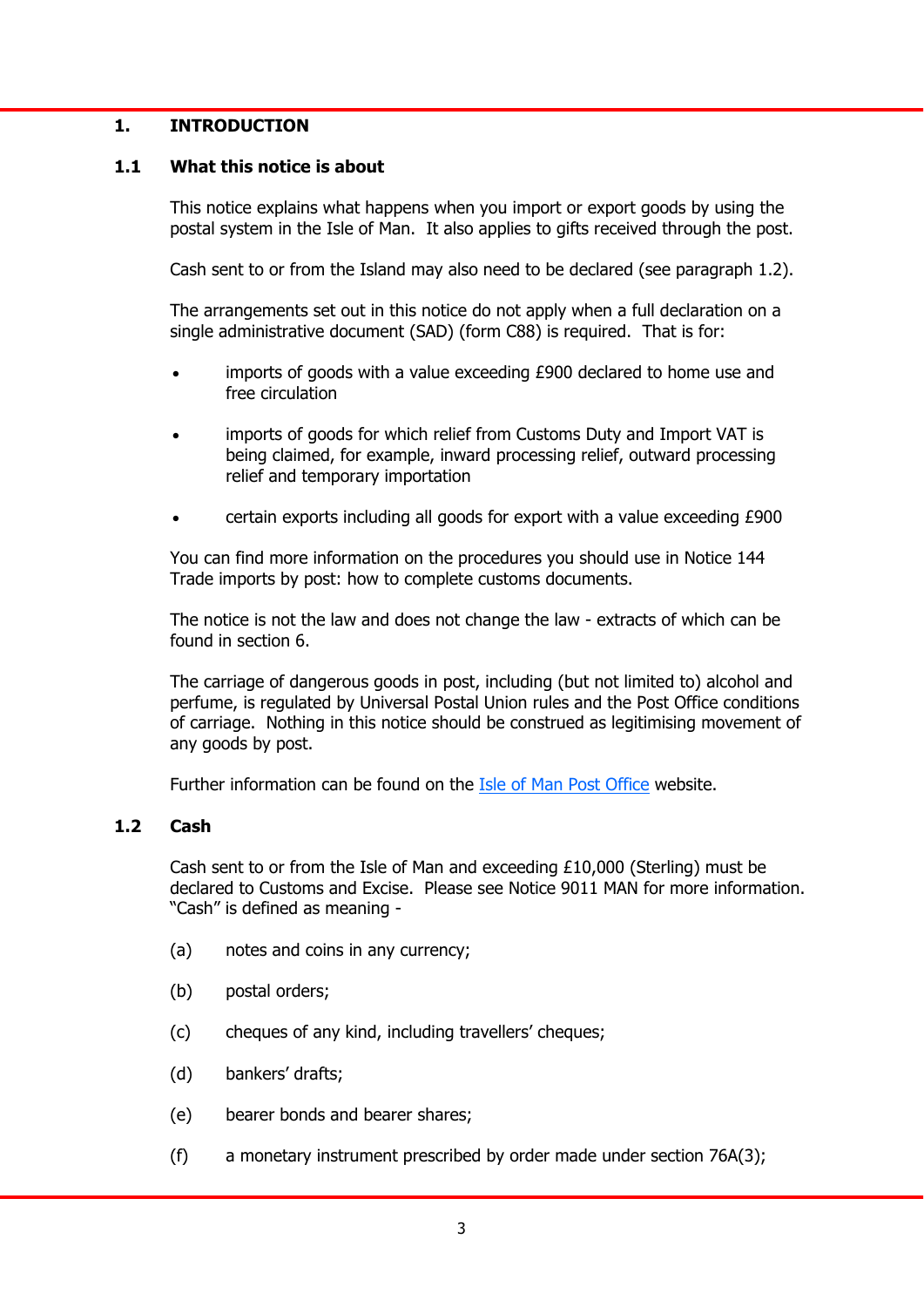# 1. INTRODUCTION

## 1.1 What this notice is about

This notice explains what happens when you import or export goods by using the postal system in the Isle of Man. It also applies to gifts received through the post.

Cash sent to or from the Island may also need to be declared (see paragraph 1.2).

The arrangements set out in this notice do not apply when a full declaration on a single administrative document (SAD) (form C88) is required. That is for:

- imports of goods with a value exceeding £900 declared to home use and free circulation
- imports of goods for which relief from Customs Duty and Import VAT is being claimed, for example, inward processing relief, outward processing relief and temporary importation
- certain exports including all goods for export with a value exceeding £900

You can find more information on the procedures you should use in Notice 144 Trade imports by post: how to complete customs documents.

The notice is not the law and does not change the law - extracts of which can be found in section 6.

The carriage of dangerous goods in post, including (but not limited to) alcohol and perfume, is regulated by Universal Postal Union rules and the Post Office conditions of carriage. Nothing in this notice should be construed as legitimising movement of any goods by post.

Further information can be found on the [Isle of Man Post Office](https://www.iompost.com) website.

## 1.2 Cash

Cash sent to or from the Isle of Man and exceeding £10,000 (Sterling) must be declared to Customs and Excise. Please see Notice 9011 MAN for more information. "Cash" is defined as meaning -

(a) notes and coins in any currency;

(b) postal orders;

(c) cheques of any kind, including travellers' cheques;

(d) bankers' drafts;

(e) bearer bonds and bearer shares;

(f) a monetary instrument prescribed by order made under section 76A(3);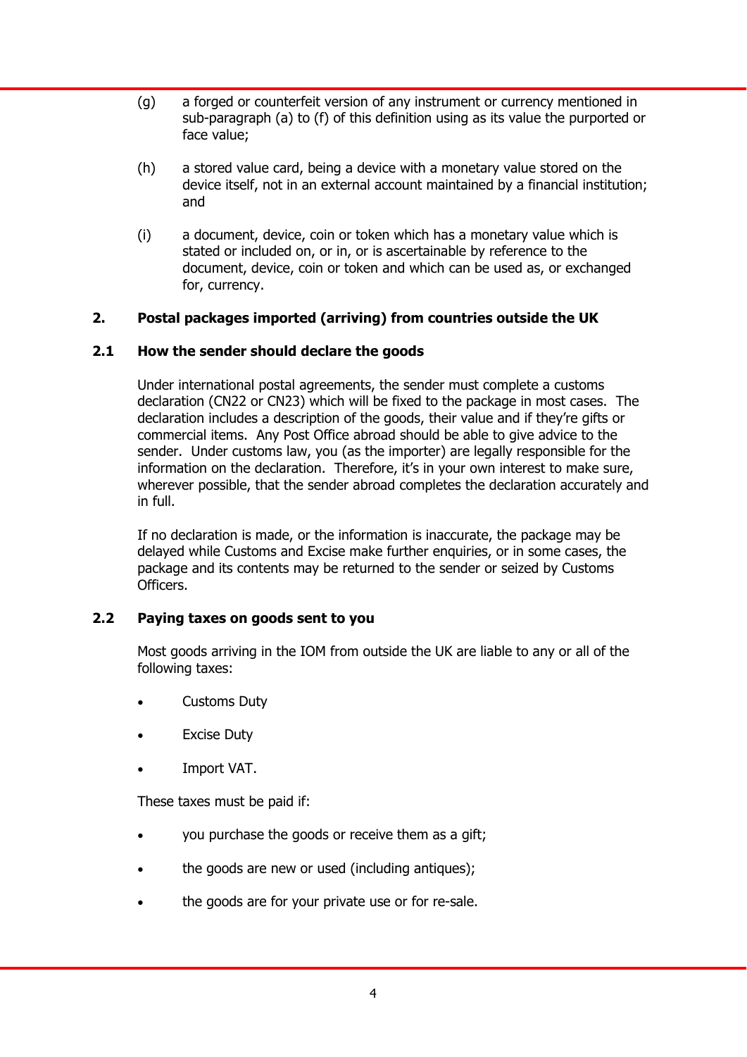(g) a forged or counterfeit version of any instrument or currency mentioned in sub-paragraph (a) to (f) of this definition using as its value the purported or face value;

(h) a stored value card, being a device with a monetary value stored on the device itself, not in an external account maintained by a financial institution; and

(i) a document, device, coin or token which has a monetary value which is stated or included on, or in, or is ascertainable by reference to the document, device, coin or token and which can be used as, or exchanged for, currency.

## 2. Postal packages imported (arriving) from countries outside the UK

### 2.1 How the sender should declare the goods

Under international postal agreements, the sender must complete a customs declaration (CN22 or CN23) which will be fixed to the package in most cases. The declaration includes a description of the goods, their value and if they're gifts or commercial items. Any Post Office abroad should be able to give advice to the sender. Under customs law, you (as the importer) are legally responsible for the information on the declaration. Therefore, it's in your own interest to make sure, wherever possible, that the sender abroad completes the declaration accurately and in full.

If no declaration is made, or the information is inaccurate, the package may be delayed while Customs and Excise make further enquiries, or in some cases, the package and its contents may be returned to the sender or seized by Customs Officers.

### 2.2 Paying taxes on goods sent to you

Most goods arriving in the IOM from outside the UK are liable to any or all of the following taxes:

- Customs Duty
- Excise Duty
- Import VAT.

These taxes must be paid if:

- you purchase the goods or receive them as a gift;
- the goods are new or used (including antiques);
- the goods are for your private use or for re-sale.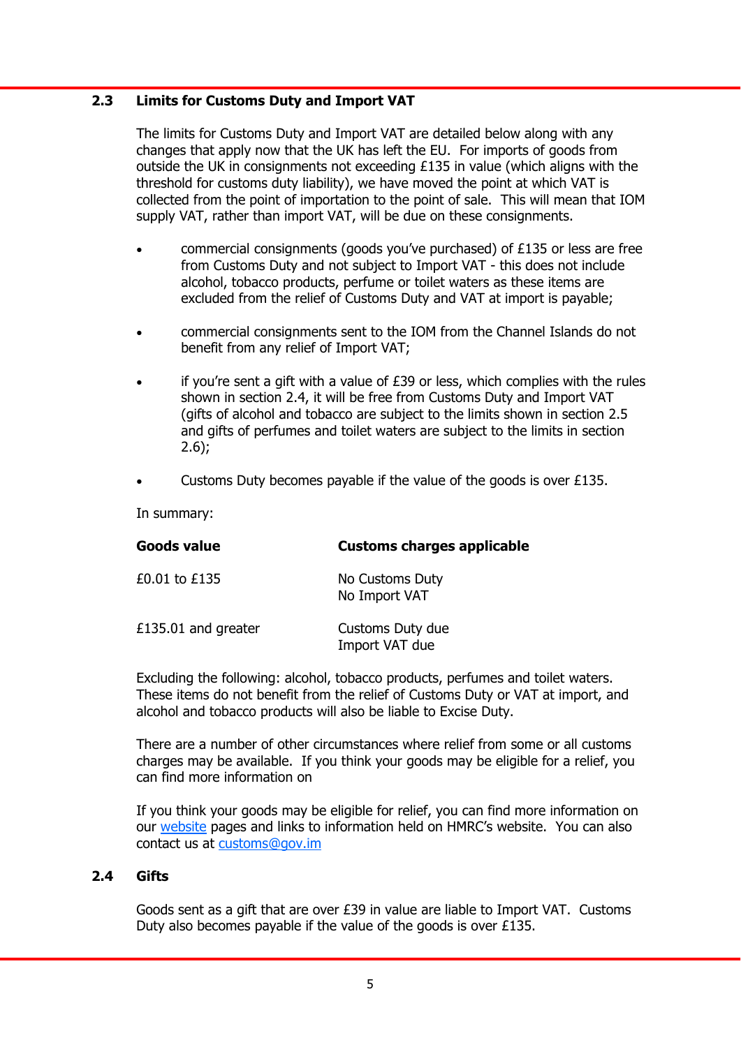## 2.3 Limits for Customs Duty and Import VAT

The limits for Customs Duty and Import VAT are detailed below along with any changes that apply now that the UK has left the EU. For imports of goods from outside the UK in consignments not exceeding £135 in value (which aligns with the threshold for customs duty liability), we have moved the point at which VAT is collected from the point of importation to the point of sale. This will mean that IOM supply VAT, rather than import VAT, will be due on these consignments.

- commercial consignments (goods you've purchased) of £135 or less are free from Customs Duty and not subject to Import VAT - this does not include alcohol, tobacco products, perfume or toilet waters as these items are excluded from the relief of Customs Duty and VAT at import is payable;
- commercial consignments sent to the IOM from the Channel Islands do not benefit from any relief of Import VAT;
- if you're sent a gift with a value of £39 or less, which complies with the rules shown in section 2.4, it will be free from Customs Duty and Import VAT (gifts of alcohol and tobacco are subject to the limits shown in section 2.5 and gifts of perfumes and toilet waters are subject to the limits in section 2.6);
- Customs Duty becomes payable if the value of the goods is over £135.

In summary:

| Goods value | Customs charges applicable |
|---|---|
| £0.01 to £135 | No Customs Duty<br>No Import VAT |
| £135.01 and greater | Customs Duty due<br>Import VAT due |

Excluding the following: alcohol, tobacco products, perfumes and toilet waters. These items do not benefit from the relief of Customs Duty or VAT at import, and alcohol and tobacco products will also be liable to Excise Duty.

There are a number of other circumstances where relief from some or all customs charges may be available. If you think your goods may be eligible for a relief, you can find more information on

If you think your goods may be eligible for relief, you can find more information on our [website](website) pages and links to information held on HMRC's website. You can also contact us at [customs@gov.im](mailto:customs@gov.im)

## 2.4 Gifts

Goods sent as a gift that are over £39 in value are liable to Import VAT. Customs Duty also becomes payable if the value of the goods is over £135.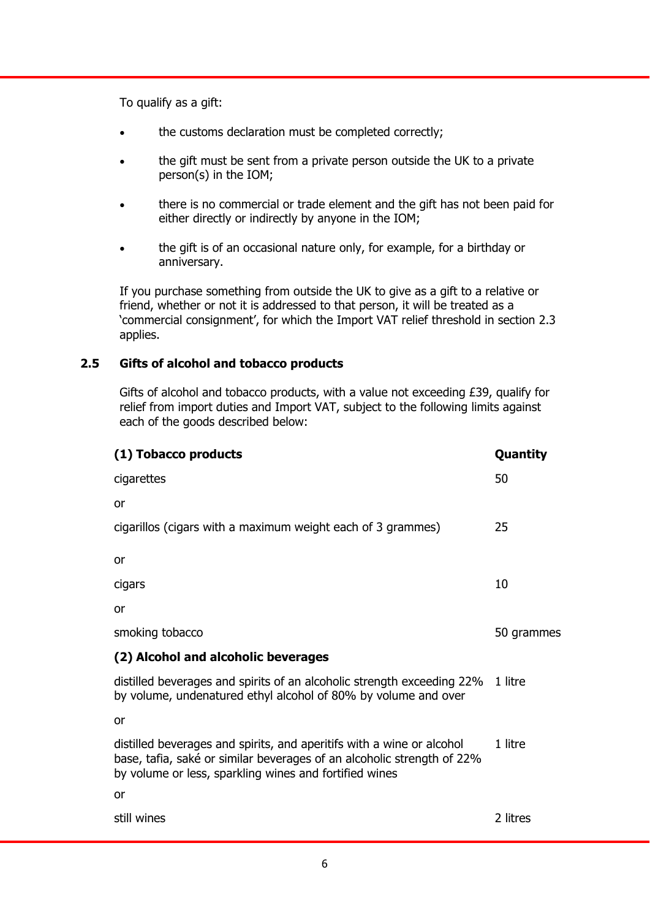To qualify as a gift:

- the customs declaration must be completed correctly;
- the gift must be sent from a private person outside the UK to a private person(s) in the IOM;
- there is no commercial or trade element and the gift has not been paid for either directly or indirectly by anyone in the IOM;
- the gift is of an occasional nature only, for example, for a birthday or anniversary.

If you purchase something from outside the UK to give as a gift to a relative or friend, whether or not it is addressed to that person, it will be treated as a 'commercial consignment', for which the Import VAT relief threshold in section 2.3 applies.

### 2.5 Gifts of alcohol and tobacco products

Gifts of alcohol and tobacco products, with a value not exceeding £39, qualify for relief from import duties and Import VAT, subject to the following limits against each of the goods described below:

| **(1) Tobacco products** | **Quantity** |
|---|---|
| cigarettes | 50 |
| or | |
| cigarillos (cigars with a maximum weight each of 3 grammes) | 25 |
| or | |
| cigars | 10 |
| or | |
| smoking tobacco | 50 grammes |
| **(2) Alcohol and alcoholic beverages** | |
| distilled beverages and spirits of an alcoholic strength exceeding 22% by volume, undenatured ethyl alcohol of 80% by volume and over | 1 litre |
| or | |
| distilled beverages and spirits, and aperitifs with a wine or alcohol base, tafia, saké or similar beverages of an alcoholic strength of 22% by volume or less, sparkling wines and fortified wines | 1 litre |
| or | |
| still wines | 2 litres |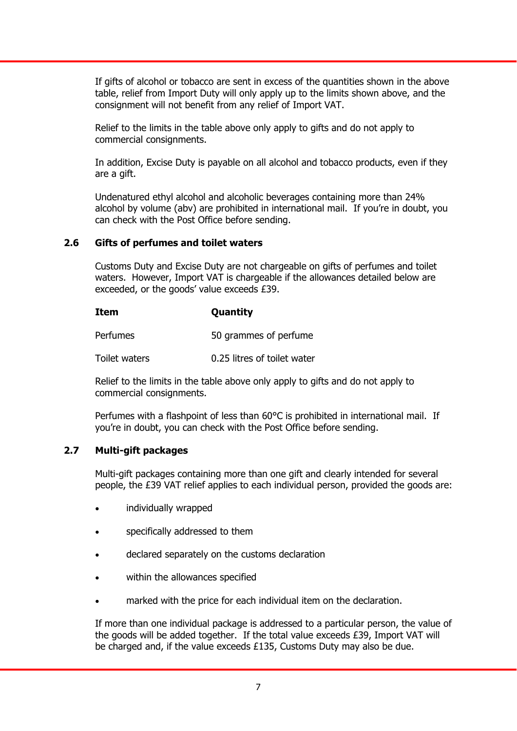If gifts of alcohol or tobacco are sent in excess of the quantities shown in the above table, relief from Import Duty will only apply up to the limits shown above, and the consignment will not benefit from any relief of Import VAT.

Relief to the limits in the table above only apply to gifts and do not apply to commercial consignments.

In addition, Excise Duty is payable on all alcohol and tobacco products, even if they are a gift.

Undenatured ethyl alcohol and alcoholic beverages containing more than 24% alcohol by volume (abv) are prohibited in international mail. If you're in doubt, you can check with the Post Office before sending.

### 2.6 Gifts of perfumes and toilet waters

Customs Duty and Excise Duty are not chargeable on gifts of perfumes and toilet waters. However, Import VAT is chargeable if the allowances detailed below are exceeded, or the goods' value exceeds £39.

| Item | Quantity |
| --- | --- |
| Perfumes | 50 grammes of perfume |
| Toilet waters | 0.25 litres of toilet water |

Relief to the limits in the table above only apply to gifts and do not apply to commercial consignments.

Perfumes with a flashpoint of less than 60°C is prohibited in international mail. If you're in doubt, you can check with the Post Office before sending.

### 2.7 Multi-gift packages

Multi-gift packages containing more than one gift and clearly intended for several people, the £39 VAT relief applies to each individual person, provided the goods are:

- individually wrapped
- specifically addressed to them
- declared separately on the customs declaration
- within the allowances specified
- marked with the price for each individual item on the declaration.

If more than one individual package is addressed to a particular person, the value of the goods will be added together. If the total value exceeds £39, Import VAT will be charged and, if the value exceeds £135, Customs Duty may also be due.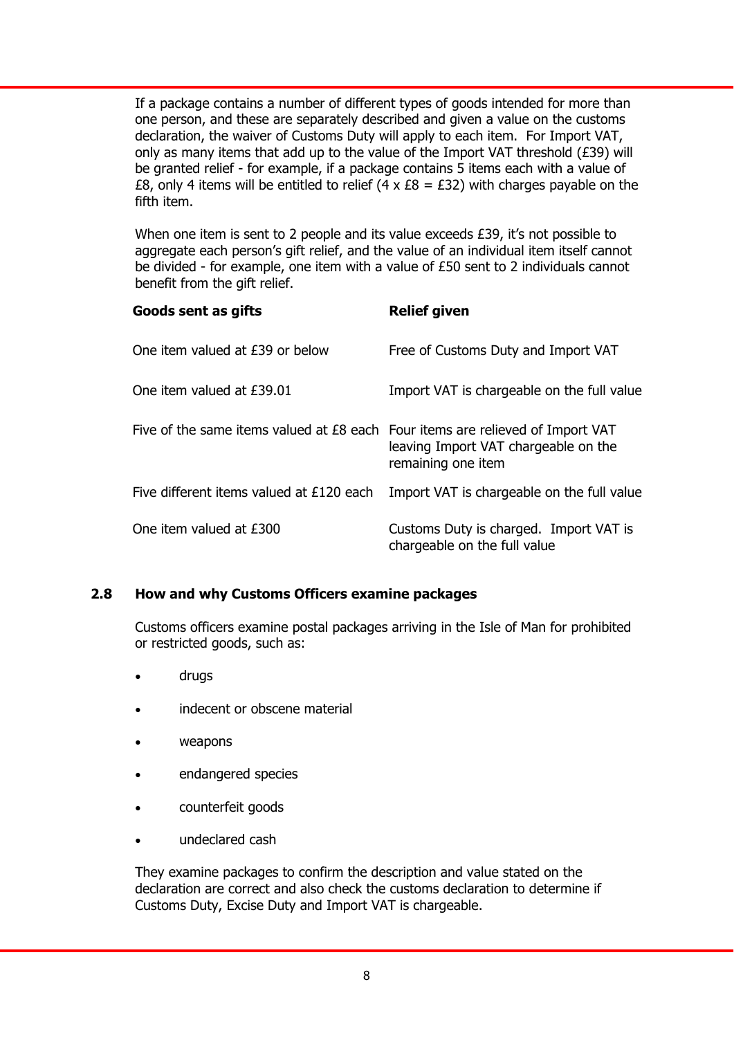If a package contains a number of different types of goods intended for more than one person, and these are separately described and given a value on the customs declaration, the waiver of Customs Duty will apply to each item. For Import VAT, only as many items that add up to the value of the Import VAT threshold (£39) will be granted relief - for example, if a package contains 5 items each with a value of £8, only 4 items will be entitled to relief (4 x £8 = £32) with charges payable on the fifth item.

When one item is sent to 2 people and its value exceeds £39, it's not possible to aggregate each person's gift relief, and the value of an individual item itself cannot be divided - for example, one item with a value of £50 sent to 2 individuals cannot benefit from the gift relief.

| **Goods sent as gifts** | **Relief given** |
|---|---|
| One item valued at £39 or below | Free of Customs Duty and Import VAT |
| One item valued at £39.01 | Import VAT is chargeable on the full value |
| Five of the same items valued at £8 each | Four items are relieved of Import VAT leaving Import VAT chargeable on the remaining one item |
| Five different items valued at £120 each | Import VAT is chargeable on the full value |
| One item valued at £300 | Customs Duty is charged. Import VAT is chargeable on the full value |

## 2.8 How and why Customs Officers examine packages

Customs officers examine postal packages arriving in the Isle of Man for prohibited or restricted goods, such as:

- drugs
- indecent or obscene material
- weapons
- endangered species
- counterfeit goods
- undeclared cash

They examine packages to confirm the description and value stated on the declaration are correct and also check the customs declaration to determine if Customs Duty, Excise Duty and Import VAT is chargeable.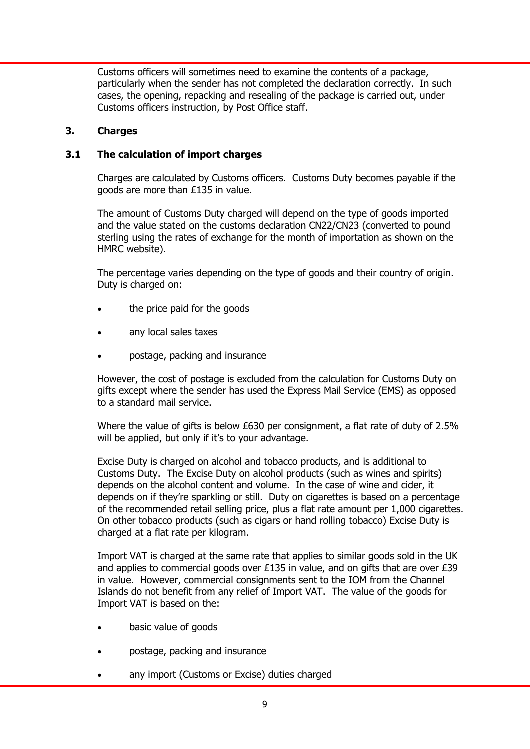Customs officers will sometimes need to examine the contents of a package, particularly when the sender has not completed the declaration correctly. In such cases, the opening, repacking and resealing of the package is carried out, under Customs officers instruction, by Post Office staff.

## 3. Charges

### 3.1 The calculation of import charges

Charges are calculated by Customs officers. Customs Duty becomes payable if the goods are more than £135 in value.

The amount of Customs Duty charged will depend on the type of goods imported and the value stated on the customs declaration CN22/CN23 (converted to pound sterling using the rates of exchange for the month of importation as shown on the HMRC website).

The percentage varies depending on the type of goods and their country of origin. Duty is charged on:

- the price paid for the goods
- any local sales taxes
- postage, packing and insurance

However, the cost of postage is excluded from the calculation for Customs Duty on gifts except where the sender has used the Express Mail Service (EMS) as opposed to a standard mail service.

Where the value of gifts is below £630 per consignment, a flat rate of duty of 2.5% will be applied, but only if it's to your advantage.

Excise Duty is charged on alcohol and tobacco products, and is additional to Customs Duty. The Excise Duty on alcohol products (such as wines and spirits) depends on the alcohol content and volume. In the case of wine and cider, it depends on if they're sparkling or still. Duty on cigarettes is based on a percentage of the recommended retail selling price, plus a flat rate amount per 1,000 cigarettes. On other tobacco products (such as cigars or hand rolling tobacco) Excise Duty is charged at a flat rate per kilogram.

Import VAT is charged at the same rate that applies to similar goods sold in the UK and applies to commercial goods over £135 in value, and on gifts that are over £39 in value. However, commercial consignments sent to the IOM from the Channel Islands do not benefit from any relief of Import VAT. The value of the goods for Import VAT is based on the:

- basic value of goods
- postage, packing and insurance
- any import (Customs or Excise) duties charged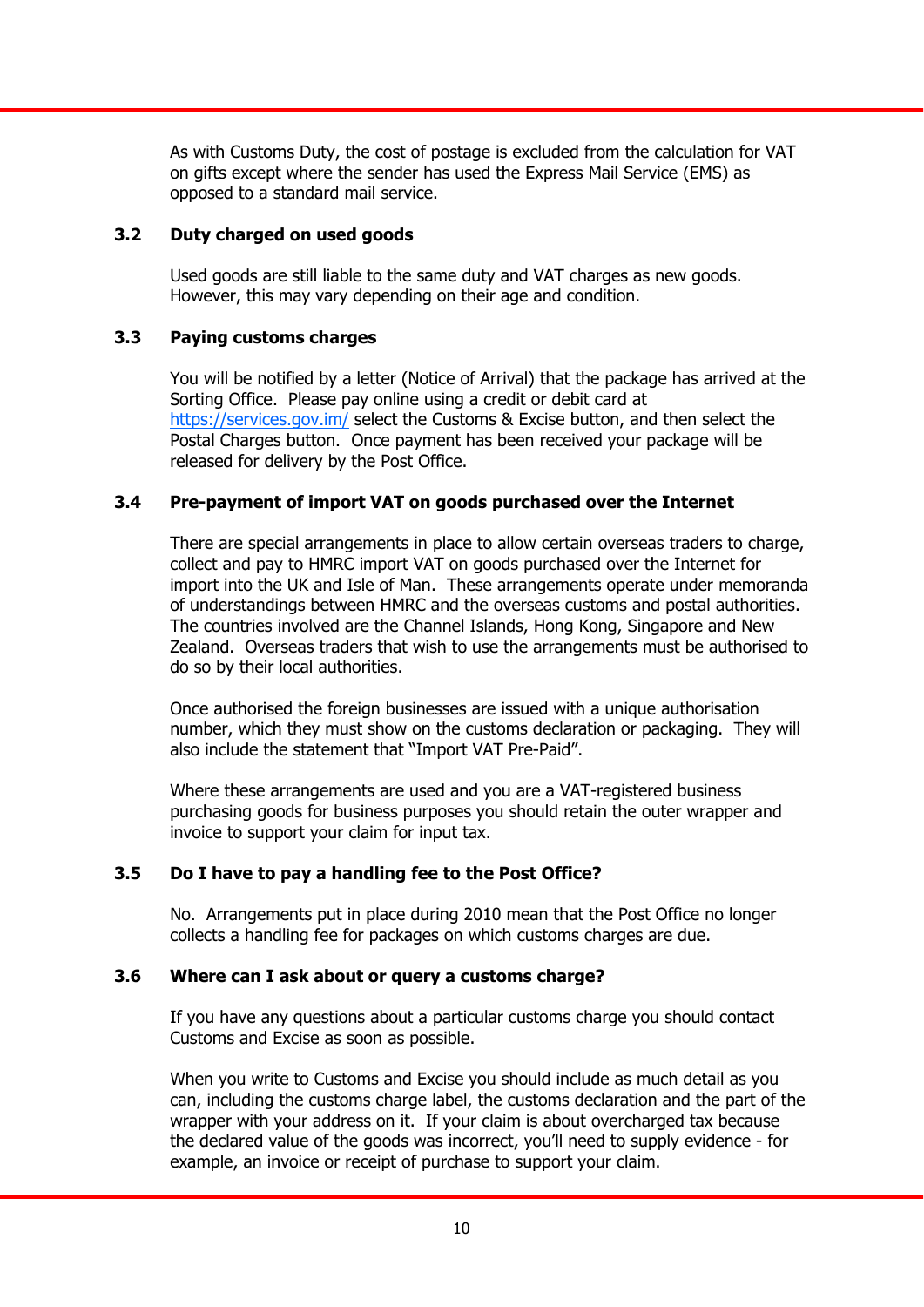As with Customs Duty, the cost of postage is excluded from the calculation for VAT on gifts except where the sender has used the Express Mail Service (EMS) as opposed to a standard mail service.

### 3.2 Duty charged on used goods

Used goods are still liable to the same duty and VAT charges as new goods. However, this may vary depending on their age and condition.

### 3.3 Paying customs charges

You will be notified by a letter (Notice of Arrival) that the package has arrived at the Sorting Office. Please pay online using a credit or debit card at https://services.gov.im/ select the Customs & Excise button, and then select the Postal Charges button. Once payment has been received your package will be released for delivery by the Post Office.

### 3.4 Pre-payment of import VAT on goods purchased over the Internet

There are special arrangements in place to allow certain overseas traders to charge, collect and pay to HMRC import VAT on goods purchased over the Internet for import into the UK and Isle of Man. These arrangements operate under memoranda of understandings between HMRC and the overseas customs and postal authorities. The countries involved are the Channel Islands, Hong Kong, Singapore and New Zealand. Overseas traders that wish to use the arrangements must be authorised to do so by their local authorities.

Once authorised the foreign businesses are issued with a unique authorisation number, which they must show on the customs declaration or packaging. They will also include the statement that "Import VAT Pre-Paid".

Where these arrangements are used and you are a VAT-registered business purchasing goods for business purposes you should retain the outer wrapper and invoice to support your claim for input tax.

### 3.5 Do I have to pay a handling fee to the Post Office?

No. Arrangements put in place during 2010 mean that the Post Office no longer collects a handling fee for packages on which customs charges are due.

### 3.6 Where can I ask about or query a customs charge?

If you have any questions about a particular customs charge you should contact Customs and Excise as soon as possible.

When you write to Customs and Excise you should include as much detail as you can, including the customs charge label, the customs declaration and the part of the wrapper with your address on it. If your claim is about overcharged tax because the declared value of the goods was incorrect, you'll need to supply evidence - for example, an invoice or receipt of purchase to support your claim.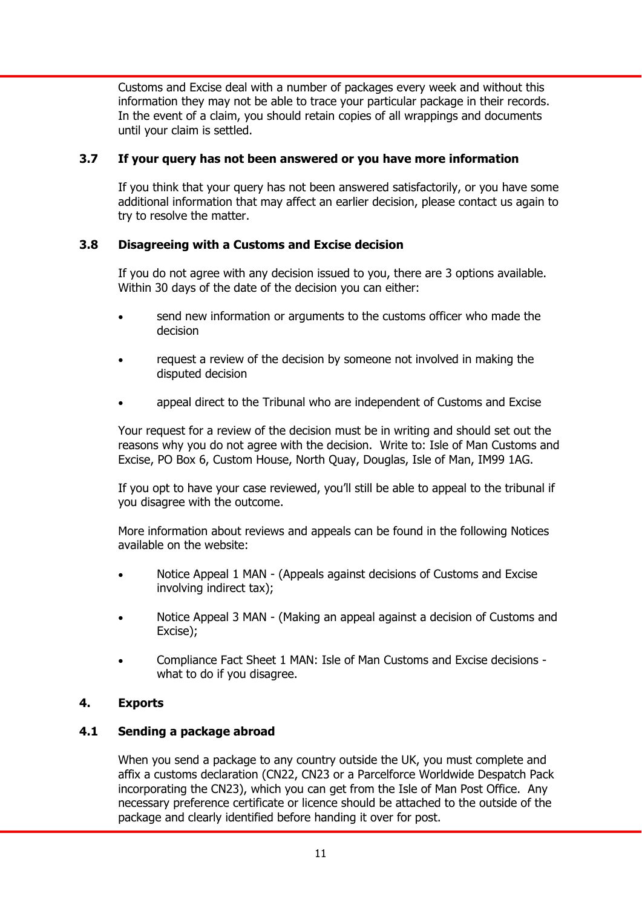Customs and Excise deal with a number of packages every week and without this information they may not be able to trace your particular package in their records. In the event of a claim, you should retain copies of all wrappings and documents until your claim is settled.

### 3.7 If your query has not been answered or you have more information

If you think that your query has not been answered satisfactorily, or you have some additional information that may affect an earlier decision, please contact us again to try to resolve the matter.

### 3.8 Disagreeing with a Customs and Excise decision

If you do not agree with any decision issued to you, there are 3 options available. Within 30 days of the date of the decision you can either:

- send new information or arguments to the customs officer who made the decision
- request a review of the decision by someone not involved in making the disputed decision
- appeal direct to the Tribunal who are independent of Customs and Excise

Your request for a review of the decision must be in writing and should set out the reasons why you do not agree with the decision. Write to: Isle of Man Customs and Excise, PO Box 6, Custom House, North Quay, Douglas, Isle of Man, IM99 1AG.

If you opt to have your case reviewed, you'll still be able to appeal to the tribunal if you disagree with the outcome.

More information about reviews and appeals can be found in the following Notices available on the website:

- Notice Appeal 1 MAN - (Appeals against decisions of Customs and Excise involving indirect tax);
- Notice Appeal 3 MAN - (Making an appeal against a decision of Customs and Excise);
- Compliance Fact Sheet 1 MAN: Isle of Man Customs and Excise decisions - what to do if you disagree.

## 4. Exports

### 4.1 Sending a package abroad

When you send a package to any country outside the UK, you must complete and affix a customs declaration (CN22, CN23 or a Parcelforce Worldwide Despatch Pack incorporating the CN23), which you can get from the Isle of Man Post Office. Any necessary preference certificate or licence should be attached to the outside of the package and clearly identified before handing it over for post.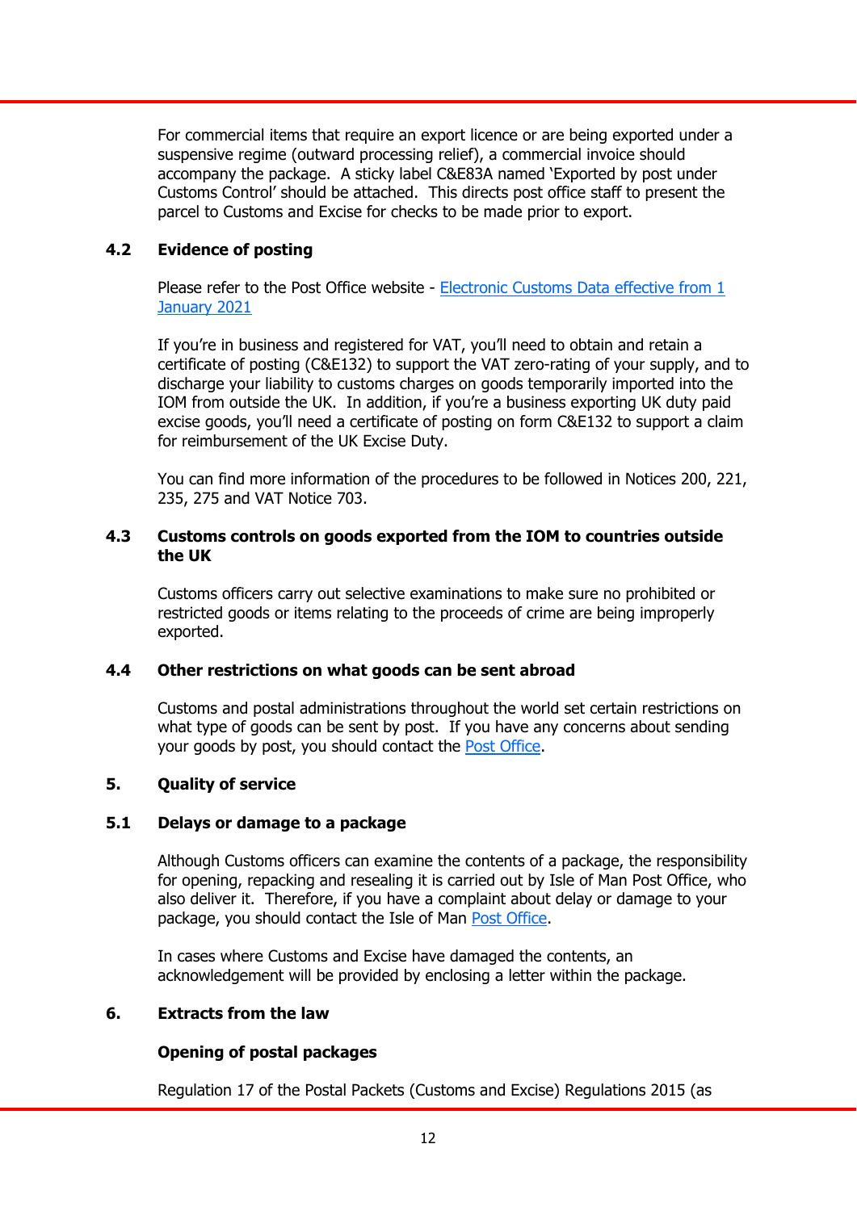For commercial items that require an export licence or are being exported under a suspensive regime (outward processing relief), a commercial invoice should accompany the package. A sticky label C&E83A named 'Exported by post under Customs Control' should be attached. This directs post office staff to present the parcel to Customs and Excise for checks to be made prior to export.

### 4.2 Evidence of posting

Please refer to the Post Office website - [Electronic Customs Data effective from 1 January 2021]()

If you're in business and registered for VAT, you'll need to obtain and retain a certificate of posting (C&E132) to support the VAT zero-rating of your supply, and to discharge your liability to customs charges on goods temporarily imported into the IOM from outside the UK. In addition, if you're a business exporting UK duty paid excise goods, you'll need a certificate of posting on form C&E132 to support a claim for reimbursement of the UK Excise Duty.

You can find more information of the procedures to be followed in Notices 200, 221, 235, 275 and VAT Notice 703.

### 4.3 Customs controls on goods exported from the IOM to countries outside the UK

Customs officers carry out selective examinations to make sure no prohibited or restricted goods or items relating to the proceeds of crime are being improperly exported.

### 4.4 Other restrictions on what goods can be sent abroad

Customs and postal administrations throughout the world set certain restrictions on what type of goods can be sent by post. If you have any concerns about sending your goods by post, you should contact the [Post Office]().

## 5. Quality of service

### 5.1 Delays or damage to a package

Although Customs officers can examine the contents of a package, the responsibility for opening, repacking and resealing it is carried out by Isle of Man Post Office, who also deliver it. Therefore, if you have a complaint about delay or damage to your package, you should contact the Isle of Man [Post Office]().

In cases where Customs and Excise have damaged the contents, an acknowledgement will be provided by enclosing a letter within the package.

## 6. Extracts from the law

**Opening of postal packages**

Regulation 17 of the Postal Packets (Customs and Excise) Regulations 2015 (as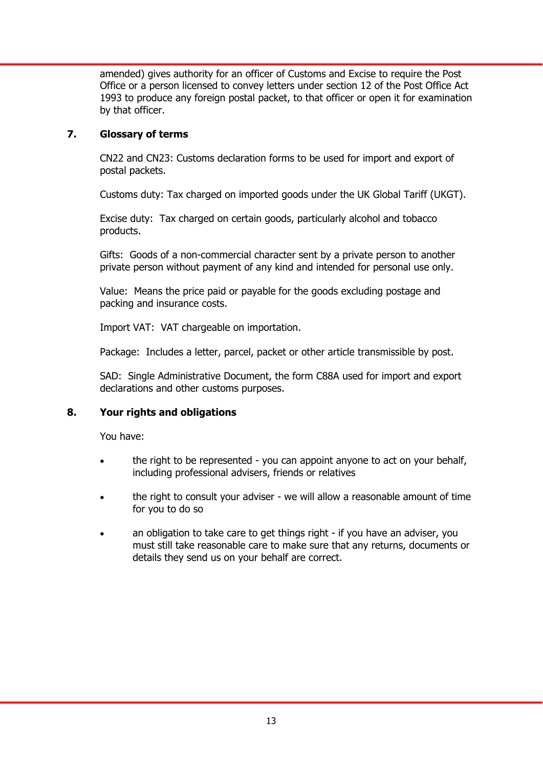amended) gives authority for an officer of Customs and Excise to require the Post Office or a person licensed to convey letters under section 12 of the Post Office Act 1993 to produce any foreign postal packet, to that officer or open it for examination by that officer.

## 7. Glossary of terms

CN22 and CN23: Customs declaration forms to be used for import and export of postal packets.

Customs duty: Tax charged on imported goods under the UK Global Tariff (UKGT).

Excise duty: Tax charged on certain goods, particularly alcohol and tobacco products.

Gifts: Goods of a non-commercial character sent by a private person to another private person without payment of any kind and intended for personal use only.

Value: Means the price paid or payable for the goods excluding postage and packing and insurance costs.

Import VAT: VAT chargeable on importation.

Package: Includes a letter, parcel, packet or other article transmissible by post.

SAD: Single Administrative Document, the form C88A used for import and export declarations and other customs purposes.

## 8. Your rights and obligations

You have:

- the right to be represented - you can appoint anyone to act on your behalf, including professional advisers, friends or relatives
- the right to consult your adviser - we will allow a reasonable amount of time for you to do so
- an obligation to take care to get things right - if you have an adviser, you must still take reasonable care to make sure that any returns, documents or details they send us on your behalf are correct.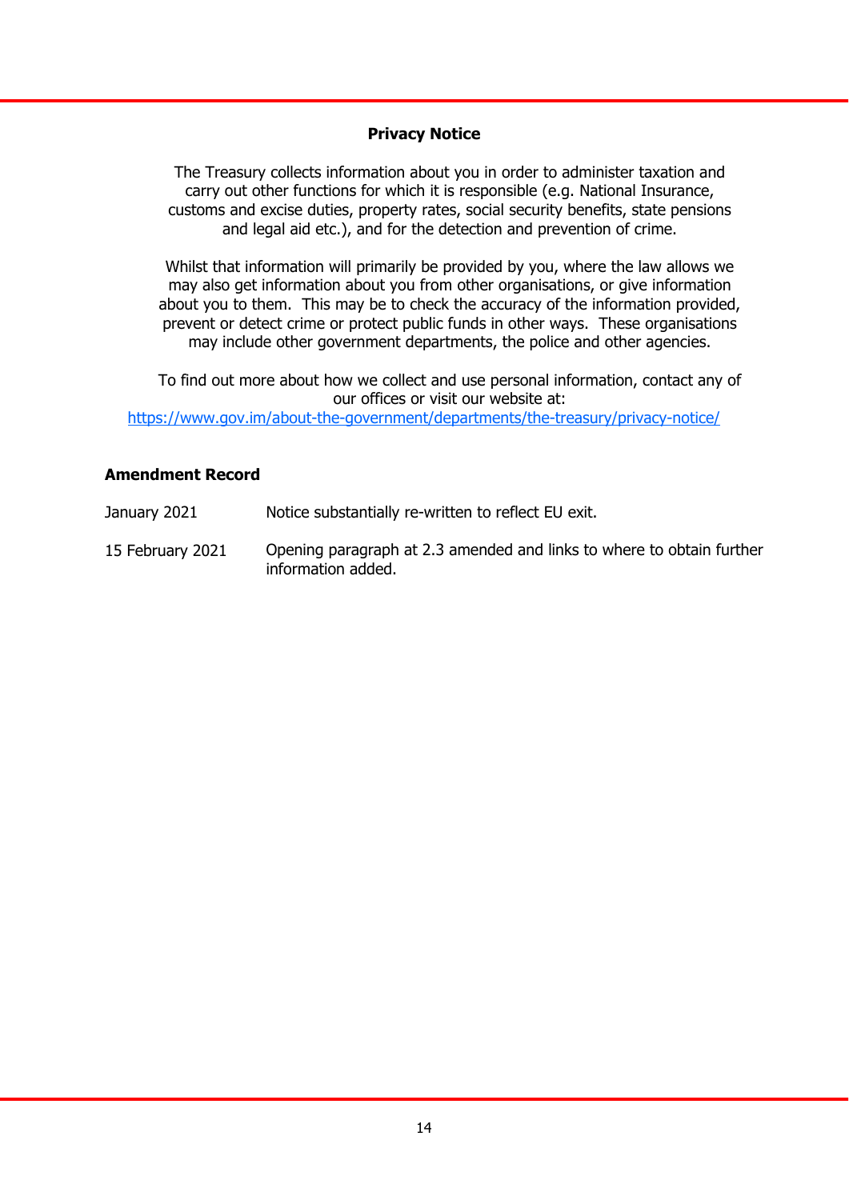## Privacy Notice

The Treasury collects information about you in order to administer taxation and carry out other functions for which it is responsible (e.g. National Insurance, customs and excise duties, property rates, social security benefits, state pensions and legal aid etc.), and for the detection and prevention of crime.

Whilst that information will primarily be provided by you, where the law allows we may also get information about you from other organisations, or give information about you to them. This may be to check the accuracy of the information provided, prevent or detect crime or protect public funds in other ways. These organisations may include other government departments, the police and other agencies.

To find out more about how we collect and use personal information, contact any of our offices or visit our website at:
https://www.gov.im/about-the-government/departments/the-treasury/privacy-notice/

## Amendment Record

| | |
|---|---|
| January 2021 | Notice substantially re-written to reflect EU exit. |
| 15 February 2021 | Opening paragraph at 2.3 amended and links to where to obtain further information added. |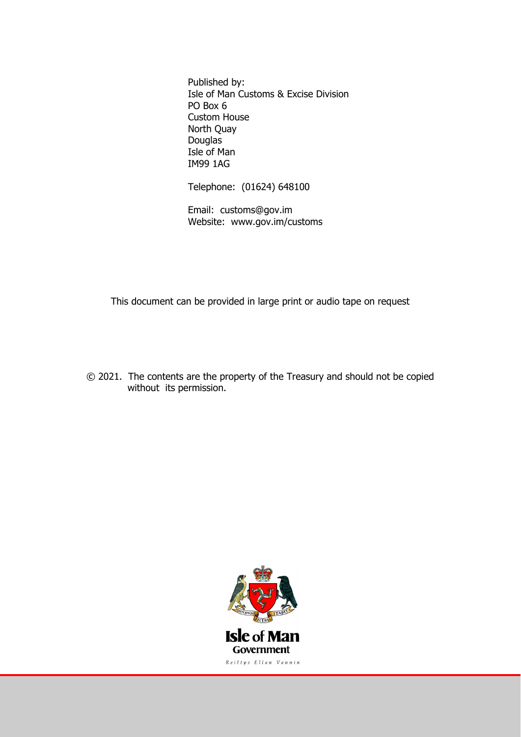Published by:
Isle of Man Customs & Excise Division
PO Box 6
Custom House
North Quay
Douglas
Isle of Man
IM99 1AG

Telephone: (01624) 648100

Email: customs@gov.im
Website: www.gov.im/customs

This document can be provided in large print or audio tape on request

© 2021. The contents are the property of the Treasury and should not be copied without its permission.

Isle of Man Government

Reiltys Ellan Vannin